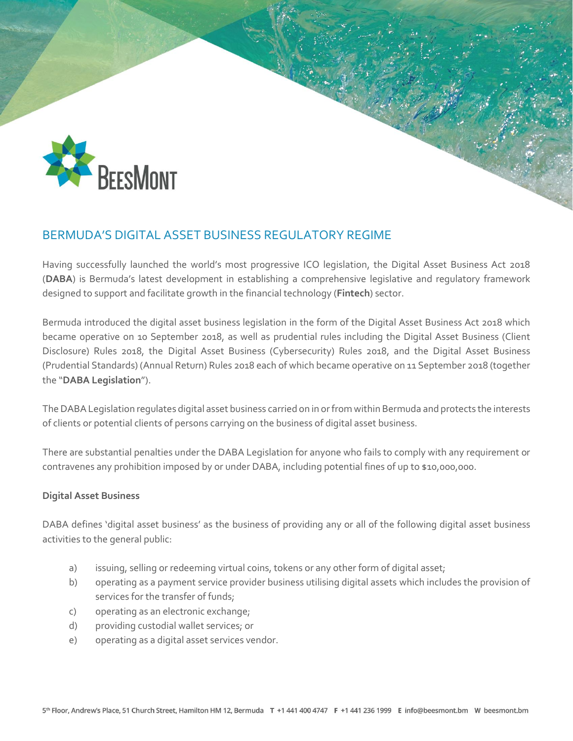# BERMUDA'S DIGITAL ASSET BUSINESS REGULATORY REGIME

Having successfully launched the world's most progressive ICO legislation, the Digital Asset Business Act 2018 (**DABA**) is Bermuda's latest development in establishing a comprehensive legislative and regulatory framework designed to support and facilitate growth in the financial technology (**Fintech**) sector.

Bermuda introduced the digital asset business legislation in the form of the Digital Asset Business Act 2018 which became operative on 10 September 2018, as well as prudential rules including the Digital Asset Business (Client Disclosure) Rules 2018, the Digital Asset Business (Cybersecurity) Rules 2018, and the Digital Asset Business (Prudential Standards) (Annual Return) Rules 2018 each of which became operative on 11 September 2018 (together the "**DABA Legislation**").

The DABA Legislation regulates digital asset business carried on in or from within Bermuda and protects the interests of clients or potential clients of persons carrying on the business of digital asset business.

There are substantial penalties under the DABA Legislation for anyone who fails to comply with any requirement or contravenes any prohibition imposed by or under DABA, including potential fines of up to $10,000,000.

**Digital Asset Business**

DABA defines 'digital asset business' as the business of providing any or all of the following digital asset business activities to the general public:

a) issuing, selling or redeeming virtual coins, tokens or any other form of digital asset;
b) operating as a payment service provider business utilising digital assets which includes the provision of services for the transfer of funds;
c) operating as an electronic exchange;
d) providing custodial wallet services; or
e) operating as a digital asset services vendor.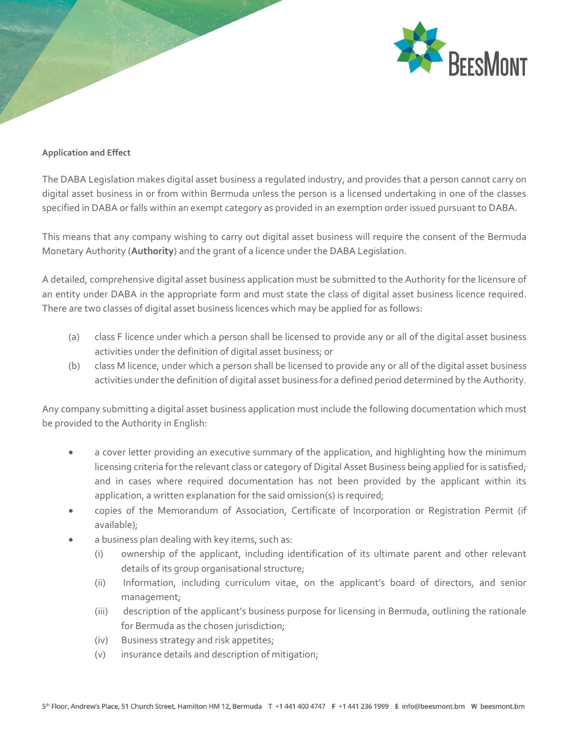**Application and Effect**

The DABA Legislation makes digital asset business a regulated industry, and provides that a person cannot carry on digital asset business in or from within Bermuda unless the person is a licensed undertaking in one of the classes specified in DABA or falls within an exempt category as provided in an exemption order issued pursuant to DABA.

This means that any company wishing to carry out digital asset business will require the consent of the Bermuda Monetary Authority (**Authority**) and the grant of a licence under the DABA Legislation.

A detailed, comprehensive digital asset business application must be submitted to the Authority for the licensure of an entity under DABA in the appropriate form and must state the class of digital asset business licence required. There are two classes of digital asset business licences which may be applied for as follows:

(a) class F licence under which a person shall be licensed to provide any or all of the digital asset business activities under the definition of digital asset business; or

(b) class M licence, under which a person shall be licensed to provide any or all of the digital asset business activities under the definition of digital asset business for a defined period determined by the Authority.

Any company submitting a digital asset business application must include the following documentation which must be provided to the Authority in English:

- a cover letter providing an executive summary of the application, and highlighting how the minimum licensing criteria for the relevant class or category of Digital Asset Business being applied for is satisfied; and in cases where required documentation has not been provided by the applicant within its application, a written explanation for the said omission(s) is required;
- copies of the Memorandum of Association, Certificate of Incorporation or Registration Permit (if available);
- a business plan dealing with key items, such as:
  - (i) ownership of the applicant, including identification of its ultimate parent and other relevant details of its group organisational structure;
  - (ii) Information, including curriculum vitae, on the applicant's board of directors, and senior management;
  - (iii) description of the applicant's business purpose for licensing in Bermuda, outlining the rationale for Bermuda as the chosen jurisdiction;
  - (iv) Business strategy and risk appetites;
  - (v) insurance details and description of mitigation;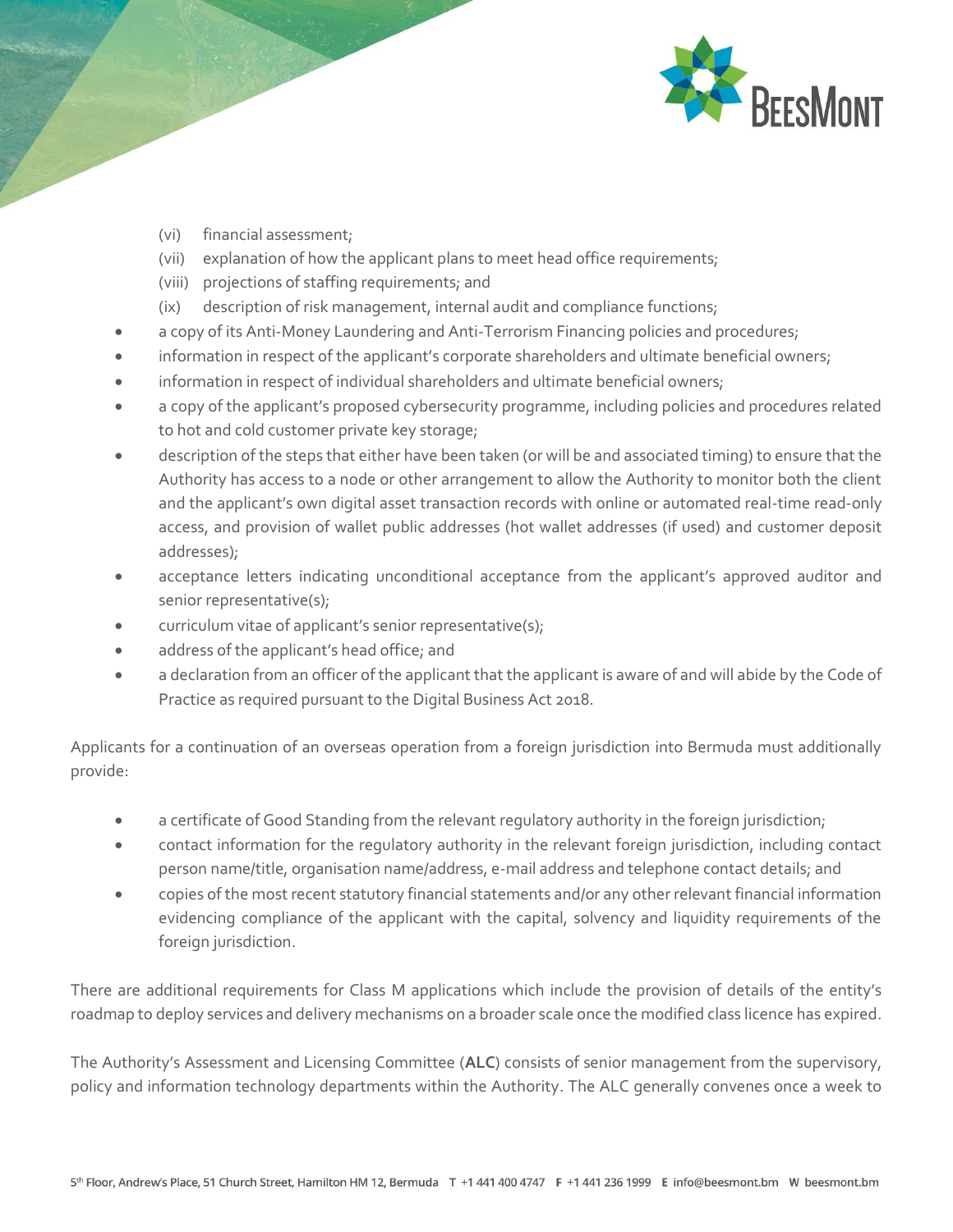(vi) financial assessment;

(vii) explanation of how the applicant plans to meet head office requirements;

(viii) projections of staffing requirements; and

(ix) description of risk management, internal audit and compliance functions;

- a copy of its Anti-Money Laundering and Anti-Terrorism Financing policies and procedures;
- information in respect of the applicant's corporate shareholders and ultimate beneficial owners;
- information in respect of individual shareholders and ultimate beneficial owners;
- a copy of the applicant's proposed cybersecurity programme, including policies and procedures related to hot and cold customer private key storage;
- description of the steps that either have been taken (or will be and associated timing) to ensure that the Authority has access to a node or other arrangement to allow the Authority to monitor both the client and the applicant's own digital asset transaction records with online or automated real-time read-only access, and provision of wallet public addresses (hot wallet addresses (if used) and customer deposit addresses);
- acceptance letters indicating unconditional acceptance from the applicant's approved auditor and senior representative(s);
- curriculum vitae of applicant's senior representative(s);
- address of the applicant's head office; and
- a declaration from an officer of the applicant that the applicant is aware of and will abide by the Code of Practice as required pursuant to the Digital Business Act 2018.

Applicants for a continuation of an overseas operation from a foreign jurisdiction into Bermuda must additionally provide:

- a certificate of Good Standing from the relevant regulatory authority in the foreign jurisdiction;
- contact information for the regulatory authority in the relevant foreign jurisdiction, including contact person name/title, organisation name/address, e-mail address and telephone contact details; and
- copies of the most recent statutory financial statements and/or any other relevant financial information evidencing compliance of the applicant with the capital, solvency and liquidity requirements of the foreign jurisdiction.

There are additional requirements for Class M applications which include the provision of details of the entity's roadmap to deploy services and delivery mechanisms on a broader scale once the modified class licence has expired.

The Authority's Assessment and Licensing Committee (**ALC**) consists of senior management from the supervisory, policy and information technology departments within the Authority. The ALC generally convenes once a week to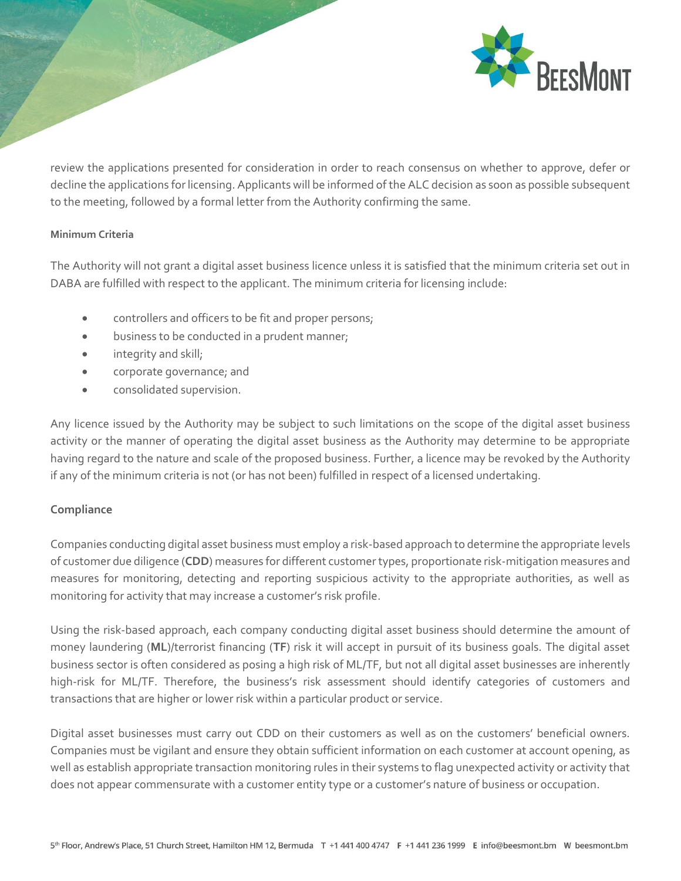review the applications presented for consideration in order to reach consensus on whether to approve, defer or decline the applications for licensing. Applicants will be informed of the ALC decision as soon as possible subsequent to the meeting, followed by a formal letter from the Authority confirming the same.

#### Minimum Criteria

The Authority will not grant a digital asset business licence unless it is satisfied that the minimum criteria set out in DABA are fulfilled with respect to the applicant. The minimum criteria for licensing include:

- controllers and officers to be fit and proper persons;
- business to be conducted in a prudent manner;
- integrity and skill;
- corporate governance; and
- consolidated supervision.

Any licence issued by the Authority may be subject to such limitations on the scope of the digital asset business activity or the manner of operating the digital asset business as the Authority may determine to be appropriate having regard to the nature and scale of the proposed business. Further, a licence may be revoked by the Authority if any of the minimum criteria is not (or has not been) fulfilled in respect of a licensed undertaking.

### Compliance

Companies conducting digital asset business must employ a risk-based approach to determine the appropriate levels of customer due diligence (**CDD**) measures for different customer types, proportionate risk-mitigation measures and measures for monitoring, detecting and reporting suspicious activity to the appropriate authorities, as well as monitoring for activity that may increase a customer's risk profile.

Using the risk-based approach, each company conducting digital asset business should determine the amount of money laundering (**ML**)/terrorist financing (**TF**) risk it will accept in pursuit of its business goals. The digital asset business sector is often considered as posing a high risk of ML/TF, but not all digital asset businesses are inherently high-risk for ML/TF. Therefore, the business's risk assessment should identify categories of customers and transactions that are higher or lower risk within a particular product or service.

Digital asset businesses must carry out CDD on their customers as well as on the customers' beneficial owners. Companies must be vigilant and ensure they obtain sufficient information on each customer at account opening, as well as establish appropriate transaction monitoring rules in their systems to flag unexpected activity or activity that does not appear commensurate with a customer entity type or a customer's nature of business or occupation.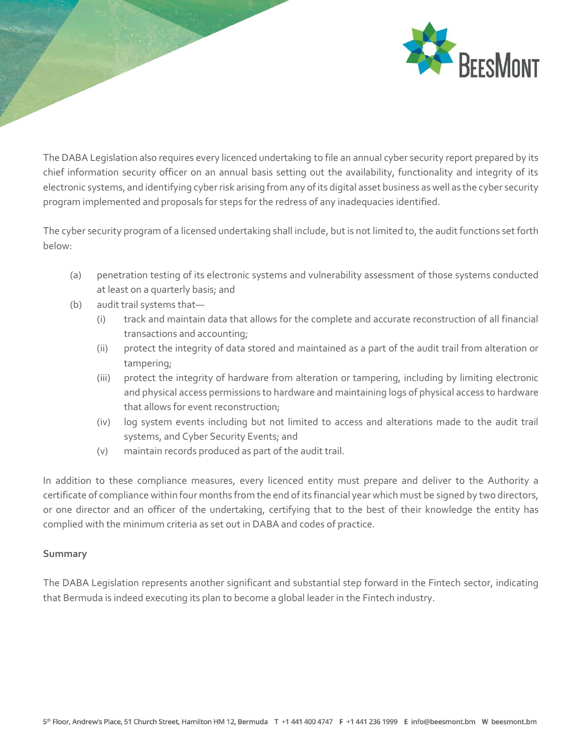The DABA Legislation also requires every licenced undertaking to file an annual cyber security report prepared by its chief information security officer on an annual basis setting out the availability, functionality and integrity of its electronic systems, and identifying cyber risk arising from any of its digital asset business as well as the cyber security program implemented and proposals for steps for the redress of any inadequacies identified.

The cyber security program of a licensed undertaking shall include, but is not limited to, the audit functions set forth below:

- (a) penetration testing of its electronic systems and vulnerability assessment of those systems conducted at least on a quarterly basis; and
- (b) audit trail systems that—
  - (i) track and maintain data that allows for the complete and accurate reconstruction of all financial transactions and accounting;
  - (ii) protect the integrity of data stored and maintained as a part of the audit trail from alteration or tampering;
  - (iii) protect the integrity of hardware from alteration or tampering, including by limiting electronic and physical access permissions to hardware and maintaining logs of physical access to hardware that allows for event reconstruction;
  - (iv) log system events including but not limited to access and alterations made to the audit trail systems, and Cyber Security Events; and
  - (v) maintain records produced as part of the audit trail.

In addition to these compliance measures, every licenced entity must prepare and deliver to the Authority a certificate of compliance within four months from the end of its financial year which must be signed by two directors, or one director and an officer of the undertaking, certifying that to the best of their knowledge the entity has complied with the minimum criteria as set out in DABA and codes of practice.

**Summary**

The DABA Legislation represents another significant and substantial step forward in the Fintech sector, indicating that Bermuda is indeed executing its plan to become a global leader in the Fintech industry.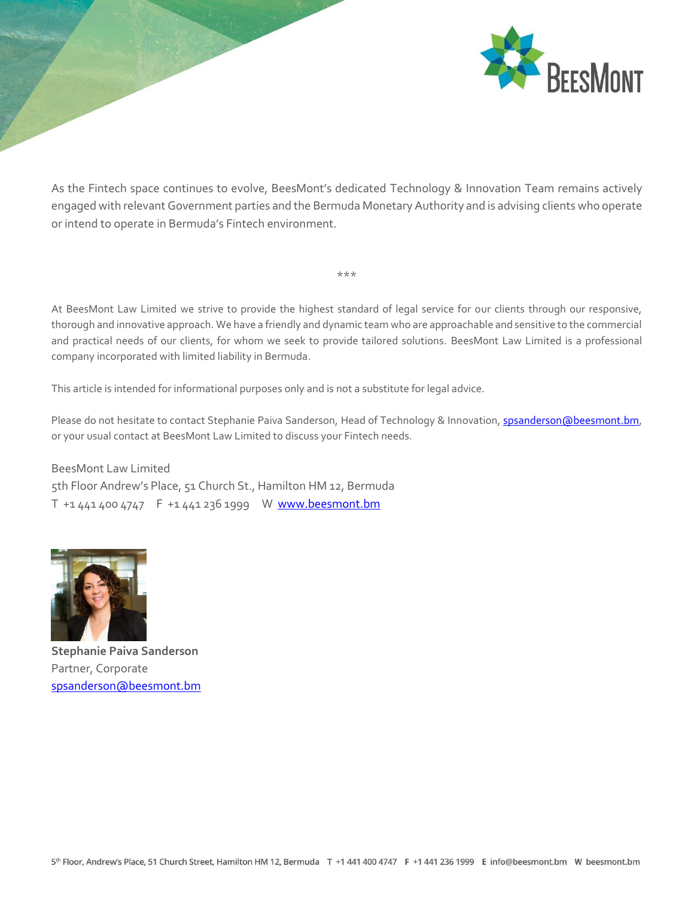As the Fintech space continues to evolve, BeesMont's dedicated Technology & Innovation Team remains actively engaged with relevant Government parties and the Bermuda Monetary Authority and is advising clients who operate or intend to operate in Bermuda's Fintech environment.

***

At BeesMont Law Limited we strive to provide the highest standard of legal service for our clients through our responsive, thorough and innovative approach. We have a friendly and dynamic team who are approachable and sensitive to the commercial and practical needs of our clients, for whom we seek to provide tailored solutions. BeesMont Law Limited is a professional company incorporated with limited liability in Bermuda.

This article is intended for informational purposes only and is not a substitute for legal advice.

Please do not hesitate to contact Stephanie Paiva Sanderson, Head of Technology & Innovation, spsanderson@beesmont.bm, or your usual contact at BeesMont Law Limited to discuss your Fintech needs.

BeesMont Law Limited
5th Floor Andrew's Place, 51 Church St., Hamilton HM 12, Bermuda
T +1 441 400 4747 F +1 441 236 1999 W www.beesmont.bm

**Stephanie Paiva Sanderson**
Partner, Corporate
spsanderson@beesmont.bm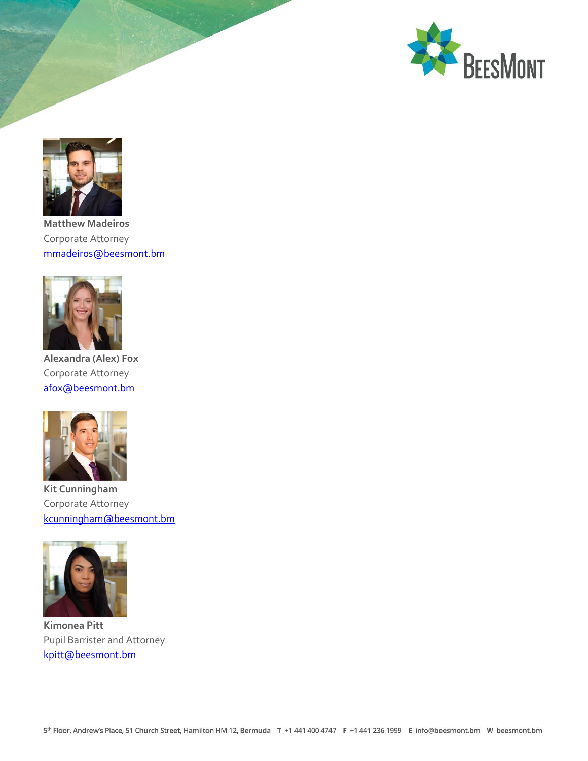**Matthew Madeiros**
Corporate Attorney
mmadeiros@beesmont.bm

**Alexandra (Alex) Fox**
Corporate Attorney
afox@beesmont.bm

**Kit Cunningham**
Corporate Attorney
kcunningham@beesmont.bm

**Kimonea Pitt**
Pupil Barrister and Attorney
kpitt@beesmont.bm